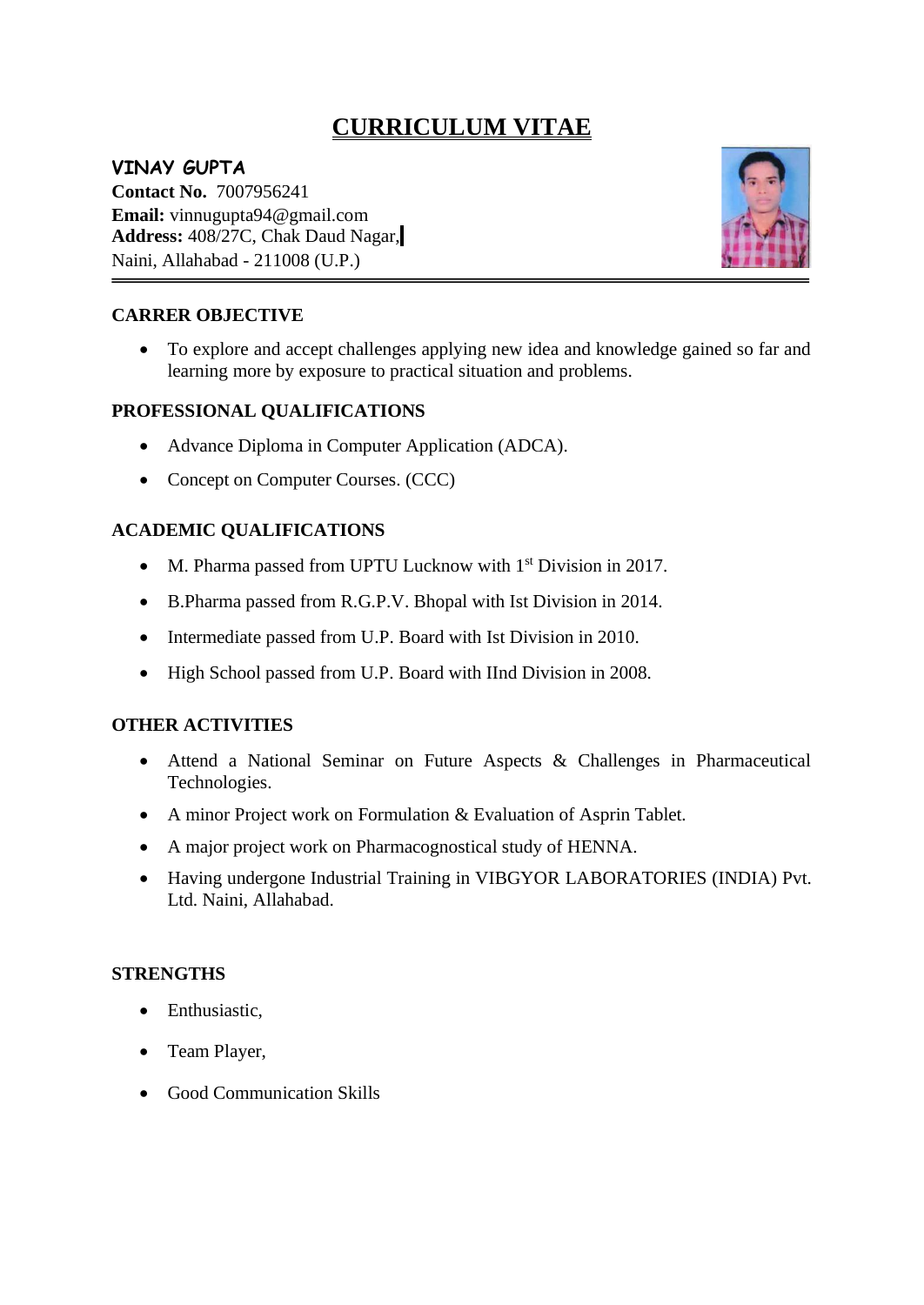# CURRICULUM VITAE

**VINAY GUPTA**
**Contact No.** 7007956241
**Email:** vinnugupta94@gmail.com
**Address:** 408/27C, Chak Daud Nagar,
Naini, Allahabad - 211008 (U.P.)

---

## CARRER OBJECTIVE

- To explore and accept challenges applying new idea and knowledge gained so far and learning more by exposure to practical situation and problems.

## PROFESSIONAL QUALIFICATIONS

- Advance Diploma in Computer Application (ADCA).
- Concept on Computer Courses. (CCC)

## ACADEMIC QUALIFICATIONS

- M. Pharma passed from UPTU Lucknow with 1st Division in 2017.
- B.Pharma passed from R.G.P.V. Bhopal with Ist Division in 2014.
- Intermediate passed from U.P. Board with Ist Division in 2010.
- High School passed from U.P. Board with IInd Division in 2008.

## OTHER ACTIVITIES

- Attend a National Seminar on Future Aspects & Challenges in Pharmaceutical Technologies.
- A minor Project work on Formulation & Evaluation of Asprin Tablet.
- A major project work on Pharmacognostical study of HENNA.
- Having undergone Industrial Training in VIBGYOR LABORATORIES (INDIA) Pvt. Ltd. Naini, Allahabad.

## STRENGTHS

- Enthusiastic,
- Team Player,
- Good Communication Skills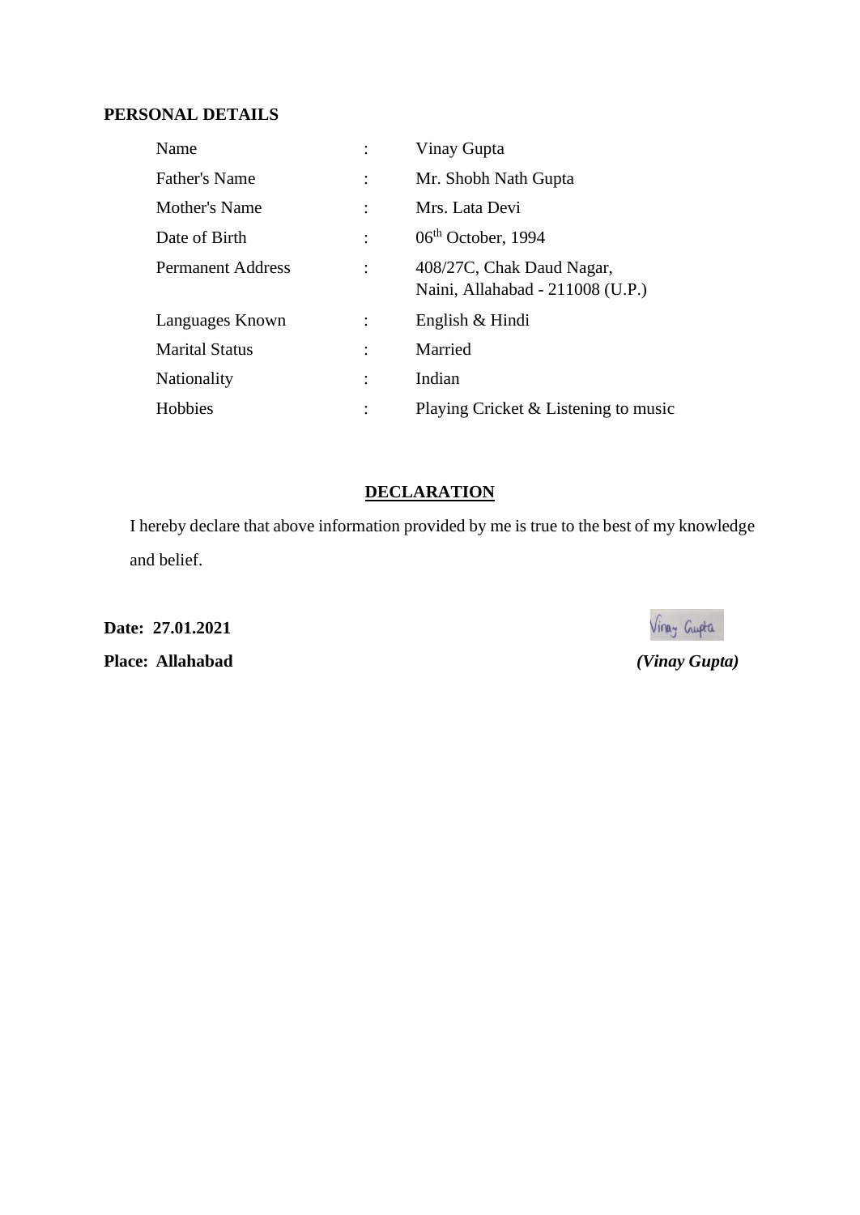**PERSONAL DETAILS**

| | | |
|---|---|---|
| Name | : | Vinay Gupta |
| Father's Name | : | Mr. Shobh Nath Gupta |
| Mother's Name | : | Mrs. Lata Devi |
| Date of Birth | : | 06th October, 1994 |
| Permanent Address | : | 408/27C, Chak Daud Nagar, Naini, Allahabad - 211008 (U.P.) |
| Languages Known | : | English & Hindi |
| Marital Status | : | Married |
| Nationality | : | Indian |
| Hobbies | : | Playing Cricket & Listening to music |

## DECLARATION

I hereby declare that above information provided by me is true to the best of my knowledge and belief.

**Date: 27.01.2021**

**Place: Allahabad**

Vinay Gupta

***(Vinay Gupta)***